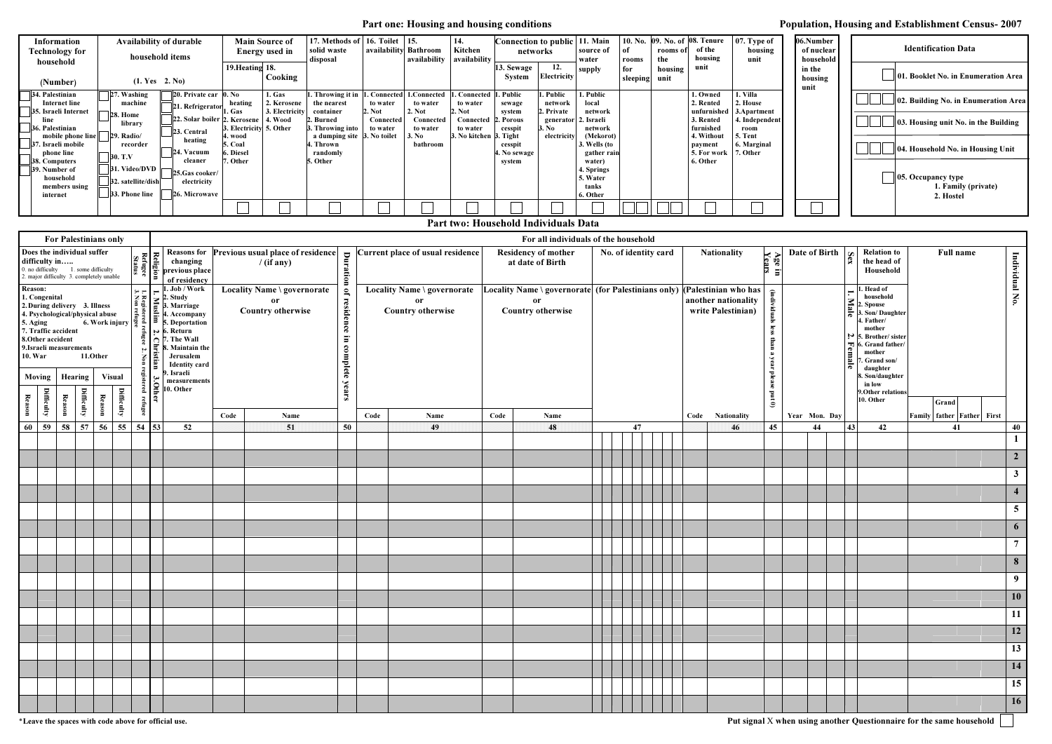## Part one: Housing and housing conditions

Population, Housing and Establishment Census- 2007

### Identification Data

01. Booklet No. in Enumeration Area
02. Building No. in Enumeration Area
03. Housing unit No. in the Building
04. Household No. in Housing Unit
05. Occupancy type
   1. Family (private)
   2. Hostel

06. Number of nuclear household in the housing unit

| 07. Type of housing unit | 08. Tenure of the housing unit | 09. No. of rooms of the housing unit | 10. No. of rooms for sleeping | 11. Main source of water supply | 12. Electricity | 13. Sewage System | 14. Kitchen availability | 15. Bathroom availability | 16. Toilet availability | 17. Methods of solid waste disposal | 18. Cooking | 19. Heating |
|---|---|---|---|---|---|---|---|---|---|---|---|---|
| 1. Villa<br>2. House<br>3. Apartment<br>4. Independent room<br>5. Tent<br>6. Marginal<br>7. Other | 1. Owned<br>2. Rented unfurnished<br>3. Rented furnished<br>4. Without payment<br>5. For work<br>6. Other | | | 1. Public local network<br>2. Israeli network (Mekorot)<br>3. Wells (to gather rain water)<br>4. Springs<br>5. Water tanks<br>6. Other | 1. Public network<br>2. Private generator<br>3. No electricity | 1. Public sewage system<br>2. Porous cesspit<br>3. Tight cesspit<br>4. No sewage system | 1. Connected to water<br>2. Not Connected to water<br>3. No kitchen | 1. Connected to water<br>2. Not Connected to water<br>3. No bathroom | 1. Connected to water<br>2. Not Connected to water<br>3. No toilet | 1. Throwing it in the nearest container<br>2. Burned<br>3. Throwing into a dumping site<br>4. Thrown randomly<br>5. Other | 1. Gas<br>2. Kerosene<br>3. Electricity<br>4. Wood<br>5. Other | 0. No heating<br>1. Gas<br>2. Kerosene<br>3. Electricity<br>4. wood<br>5. Coal<br>6. Diesel<br>7. Other |

Connection to public networks: 12, 13. Main Source of Energy used in: 18, 19.

**Availability of durable household items (1. Yes 2. No)**

20. Private car
21. Refrigerator
22. Solar boiler
23. Central heating
24. Vacuum cleaner
25. Gas cooker/ electricity
26. Microwave
27. Washing machine
28. Home library
29. Radio/ recorder
30. T.V
31. Video/DVD
32. satellite/dish
33. Phone line

**Information Technology for household (Number)**

34. Palestinian Internet line
35. Israeli Internet line
36. Palestinian mobile phone line
37. Israeli mobile phone line
38. Computers
39. Number of household members using internet

## Part two: Household Individuals Data

**For all individuals of the household**

| 40 Individual No. | 41 Full name (First / Father / Grand father / Family) | 42 Relation to the head of Household | 43 Sex | 44 Date of Birth (Year Mon. Day) | 45 Age in Years | 46 Nationality | 47 No. of identity card | 48 Residency of mother at date of Birth | 49 Current place of usual residence | 50 Duration of residence in complete years | 51 Previous usual place of residence / (if any) | 52 Reasons for changing previous place of residency | 53 Religion | 54 Refugee Status |
|---|---|---|---|---|---|---|---|---|---|---|---|---|---|---|
| | | 1. Head of household<br>2. Spouse<br>3. Son/ Daughter<br>4. Father/ mother<br>5. Brother/ sister<br>6. Grand father/ mother<br>7. Grand son/ daughter<br>8. Son/daughter in low<br>9. Other relations<br>10. Other | 1. Male<br>2. Female | | (individuals less than a year please put 0) | (Palestinian who has another nationality write Palestinian)<br>Code / Nationality | (for Palestinians only) | Locality Name \ governorate or Country otherwise<br>Code / Name | Locality Name \ governorate or Country otherwise<br>Code / Name | | Locality Name \ governorate or Country otherwise<br>Code / Name | 1. Job / Work<br>2. Study<br>3. Marriage<br>4. Accompany<br>5. Deportation<br>6. Return<br>7. The Wall<br>8. Maintain the Jerusalem Identity card<br>9. Israeli measurements<br>10. Other | 1. Muslim<br>2. Christian<br>3. Other | 1. Registered refugee<br>2. Non registered refugee<br>3. Non refugee |
| 1 | | | | | | | | | | | | | | |
| 2 | | | | | | | | | | | | | | |
| 3 | | | | | | | | | | | | | | |
| 4 | | | | | | | | | | | | | | |
| 5 | | | | | | | | | | | | | | |
| 6 | | | | | | | | | | | | | | |
| 7 | | | | | | | | | | | | | | |
| 8 | | | | | | | | | | | | | | |
| 9 | | | | | | | | | | | | | | |
| 10 | | | | | | | | | | | | | | |
| 11 | | | | | | | | | | | | | | |
| 12 | | | | | | | | | | | | | | |
| 13 | | | | | | | | | | | | | | |
| 14 | | | | | | | | | | | | | | |
| 15 | | | | | | | | | | | | | | |
| 16 | | | | | | | | | | | | | | |

**For Palestinians only**

Does the individual suffer difficulty in…..
0. no difficulty 1. some difficulty 2. major difficulty 3. completely unable

Reason:
1. Congenital
2. During delivery
3. Illness
4. Psychological/physical abuse
5. Aging
6. Work injury
7. Traffic accident
8. Other accident
9. Israeli measurements
10. War
11. Other

| Visual: 55 Difficulty | Visual: 56 Reason | Hearing: 57 Difficulty | Hearing: 58 Reason | Moving: 59 Difficulty | Moving: 60 Reason |
|---|---|---|---|---|---|
| | | | | | |

*Leave the spaces with code above for official use.

Put signal X when using another Questionnaire for the same household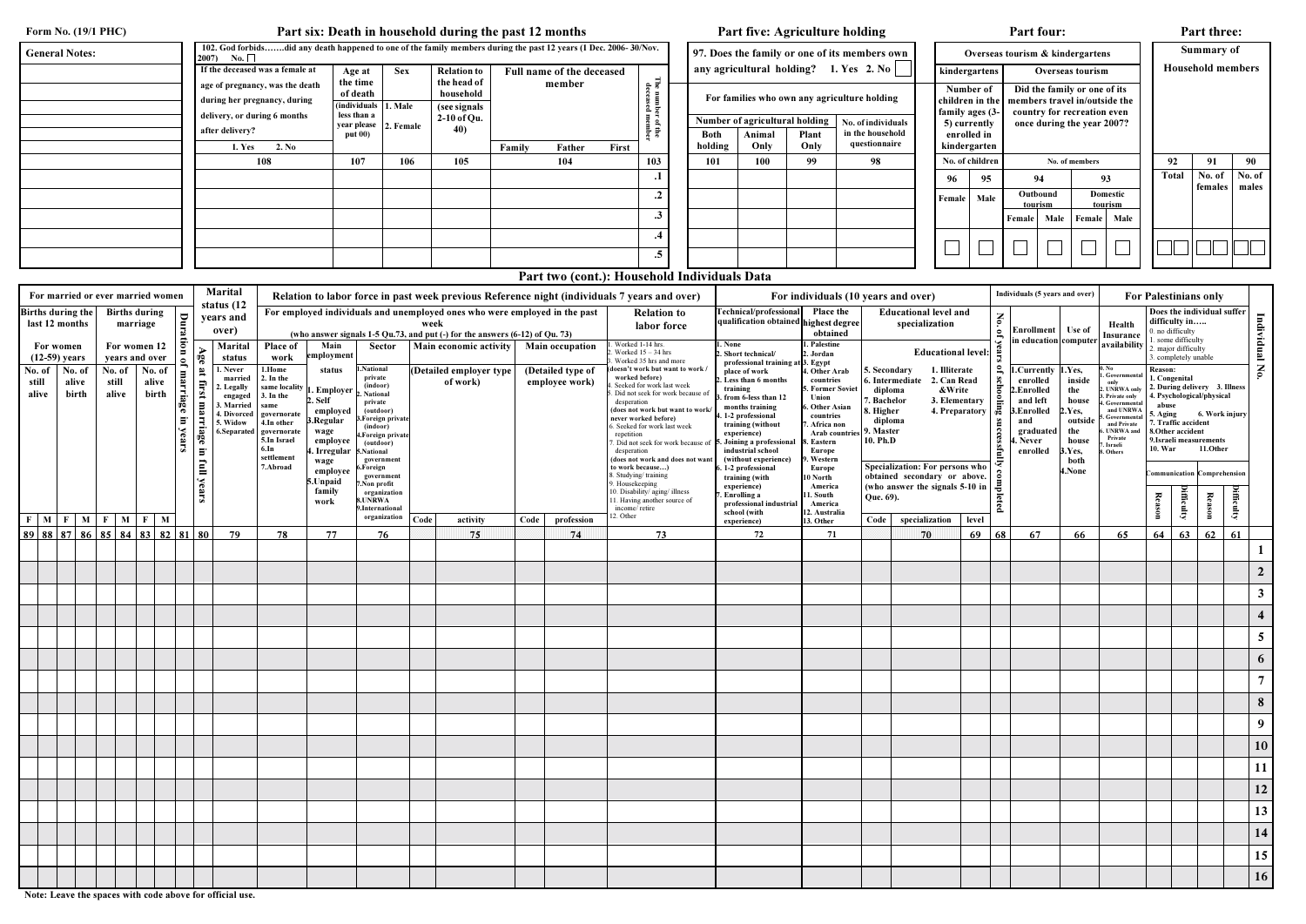Form No. (19/1 PHC)

**General Notes:**

## Part six: Death in household during the past 12 months

102. God forbids……did any death happened to one of the family members during the past 12 years (1 Dec. 2006- 30/Nov. 2007) No. □

| If the deceased was a female at age of pregnancy, was the death during her pregnancy, during delivery, or during 6 months after delivery? 1. Yes 2. No | Age at the time of death (individuals less than a year please put 00) | Sex 1. Male 2. Female | Relation to the head of household (see signals 2-10 of Qu. 40) | Full name of the deceased member | | | The number of the deceased member |
|---|---|---|---|---|---|---|---|
| | | | | Family | Father | First | |
| 108 | 107 | 106 | 105 | 104 | | | 103 |
| | | | | | | | .1 |
| | | | | | | | .2 |
| | | | | | | | .3 |
| | | | | | | | .4 |
| | | | | | | | .5 |

## Part five: Agriculture holding

97. Does the family or one of its members own any agricultural holding? 1. Yes 2. No □

| For families who own any agriculture holding | | | | |
|---|---|---|---|---|
| Number of agricultural holding | | | | No. of individuals in the household questionnaire |
| Both holding | Animal Only | Plant Only | | |
| 101 | 100 | 99 | | 98 |
| | | | | |

## Part four:

| Overseas tourism & kindergartens | | | | | |
|---|---|---|---|---|---|
| kindergartens | | Overseas tourism | | | |
| Number of children in the family ages (3-5) currently enrolled in kindergarten | | Did the family or one of its members travel in/outside the country for recreation even once during the year 2007? | | | |
| No. of children | | No. of members | | | |
| 96 | 95 | 94 | | 93 | |
| Female | Male | Outbound tourism | | Domestic tourism | |
| | | Female | Male | Female | Male |
| | | | | | |

## Part three:

| Summary of Household members | | |
|---|---|---|
| 92 | 91 | 90 |
| Total | No. of females | No. of males |
| | | |

## Part two (cont.): Household Individuals Data

| For married or ever married women | | | | | | | | | Marital status (12 years and over) | Relation to labor force in past week previous Reference night (individuals 7 years and over) | | | | | | | | | For individuals (10 years and over) | | | | | | Individuals (5 years and over) | | For Palestinians only | | | | | | Individual No. |
|---|---|---|---|---|---|---|---|---|---|---|---|---|---|---|---|---|---|---|---|---|---|---|---|---|---|---|---|---|---|---|---|---|---|
| Births during the last 12 months For women (12-59) years | | | | Births during marriage For women 12 years and over | | | | Duration of marriage in years | Age at first marriage in full years | Marital status 1. Never married 2. Legally engaged 3. Married 4. Divorced 5. Widow 6.Separated | For employed individuals and unemployed ones who were employed in the past week (who answer signals 1-5 Qu.73, and put (-) for the answers (6-12) of Qu. 73) | | | | | | | | Relation to labor force 1. Worked 1-14 hrs. 2. Worked 15 – 34 hrs 3. Worked 35 hrs and more (doesn't work but want to work / worked before) 4. Seeked for work last week 5. Did not seek for work because of desperation (does not work but want to work/ never worked before) 6. Seeked for work last week repetition 7. Did not seek for work because of desperation (does not work and does not want to work because…) 8. Studying/ training 9. Housekeeping 10. Disability/ aging/ illness 11. Having another source of income/ retire 12. Other | Technical/professional qualification obtained 1. None 2. Short technical/ professional training at place of work 2. Less than 6 months training 3. from 6-less than 12 months training 4. 1-2 professional training (without experience) 5. Joining a professional industrial school (without experience) 6. 1-2 professional training (with experience) 7. Enrolling a professional industrial school (with experience) | Place the highest degree obtained 1. Palestine 2. Jordan 3. Egypt 4. Other Arab countries 5. Former Soviet Union 6. Other Asian countries 7. Africa non Arab countries 8. Eastern Europe 9. Western Europe 10 North America 11. South America 12. Australia 13. Other | Educational level and specialization Educational level: 1. Illiterate 2. Can Read &Write 3. Elementary 4. Preparatory 5. Secondary 6. Intermediate diploma 7. Bachelor 8. Higher diploma 9. Master 10. Ph.D Specialization: For persons who obtained secondary or above. (who answer the signals 5-10 in Que. 69). | | | No. of years of schooling successfully completed | Enrollment in education 1.Currently enrolled 2.Enrolled and left 3.Enrolled and graduated 4. Never enrolled | Use of computer 1.Yes, inside the house 2.Yes, outside the house 3.Yes, both 4.None | Health Insurance availability 0. No 1. Governmental only 2. UNRWA only 3. Private only 4. Governmental and UNRWA 5. Governmental and Private 6. UNRWA and Private 7. Israeli 8. Others | Does the individual suffer difficulty in….. 0. no difficulty 1. some difficulty 2. major difficulty 3. completely unable Reason: 1. Congenital 2. During delivery 3. Illness 4. Psychological/physical abuse 5. Aging 6. Work injury 7. Traffic accident 8.Other accident 9.Israeli measurements 10. War 11.Other | | | | |
| No. of still alive | | No. of alive birth | | No. of still alive | | No. of alive birth | | | | | Place of work 1.Home 2. In the same locality 3. In the same governorate 4.In other governorate 5.In Israel 6.In settlement 7.Abroad | Main employment status 1. Employer 2. Self employed 3.Regular wage employee 4. Irregular wage employee 5.Unpaid family work | Sector 1.National private (indoor) 2. National private (outdoor) 3.Foreign private (indoor) 4.Foreign private (outdoor) 5.National government 6.Foreign government 7.Non profit organization 8.UNRWA 9.International organization | Main economic activity (Detailed employer type of work) | | Main occupation (Detailed type of employee work) | | | | | | | | | | | | | Communication | | Comprehension | | |
| F | M | F | M | F | M | F | M | | | | | | | Code | activity | Code | profession | | | | Code | specialization | level | | | | | Reason | Difficulty | Reason | Difficulty | |
| 89 | 88 | 87 | 86 | 85 | 84 | 83 | 82 | 81 | 80 | 79 | 78 | 77 | 76 | | 75 | | 74 | 73 | 72 | 71 | | 70 | 69 | 68 | 67 | 66 | 65 | 64 | 63 | 62 | 61 | |
| | | | | | | | | | | | | | | | | | | | | | | | | | | | | | | | | 1 |
| | | | | | | | | | | | | | | | | | | | | | | | | | | | | | | | | 2 |
| | | | | | | | | | | | | | | | | | | | | | | | | | | | | | | | | 3 |
| | | | | | | | | | | | | | | | | | | | | | | | | | | | | | | | | 4 |
| | | | | | | | | | | | | | | | | | | | | | | | | | | | | | | | | 5 |
| | | | | | | | | | | | | | | | | | | | | | | | | | | | | | | | | 6 |
| | | | | | | | | | | | | | | | | | | | | | | | | | | | | | | | | 7 |
| | | | | | | | | | | | | | | | | | | | | | | | | | | | | | | | | 8 |
| | | | | | | | | | | | | | | | | | | | | | | | | | | | | | | | | 9 |
| | | | | | | | | | | | | | | | | | | | | | | | | | | | | | | | | 10 |
| | | | | | | | | | | | | | | | | | | | | | | | | | | | | | | | | 11 |
| | | | | | | | | | | | | | | | | | | | | | | | | | | | | | | | | 12 |
| | | | | | | | | | | | | | | | | | | | | | | | | | | | | | | | | 13 |
| | | | | | | | | | | | | | | | | | | | | | | | | | | | | | | | | 14 |
| | | | | | | | | | | | | | | | | | | | | | | | | | | | | | | | | 15 |
| | | | | | | | | | | | | | | | | | | | | | | | | | | | | | | | | 16 |

Note: Leave the spaces with code above for official use.